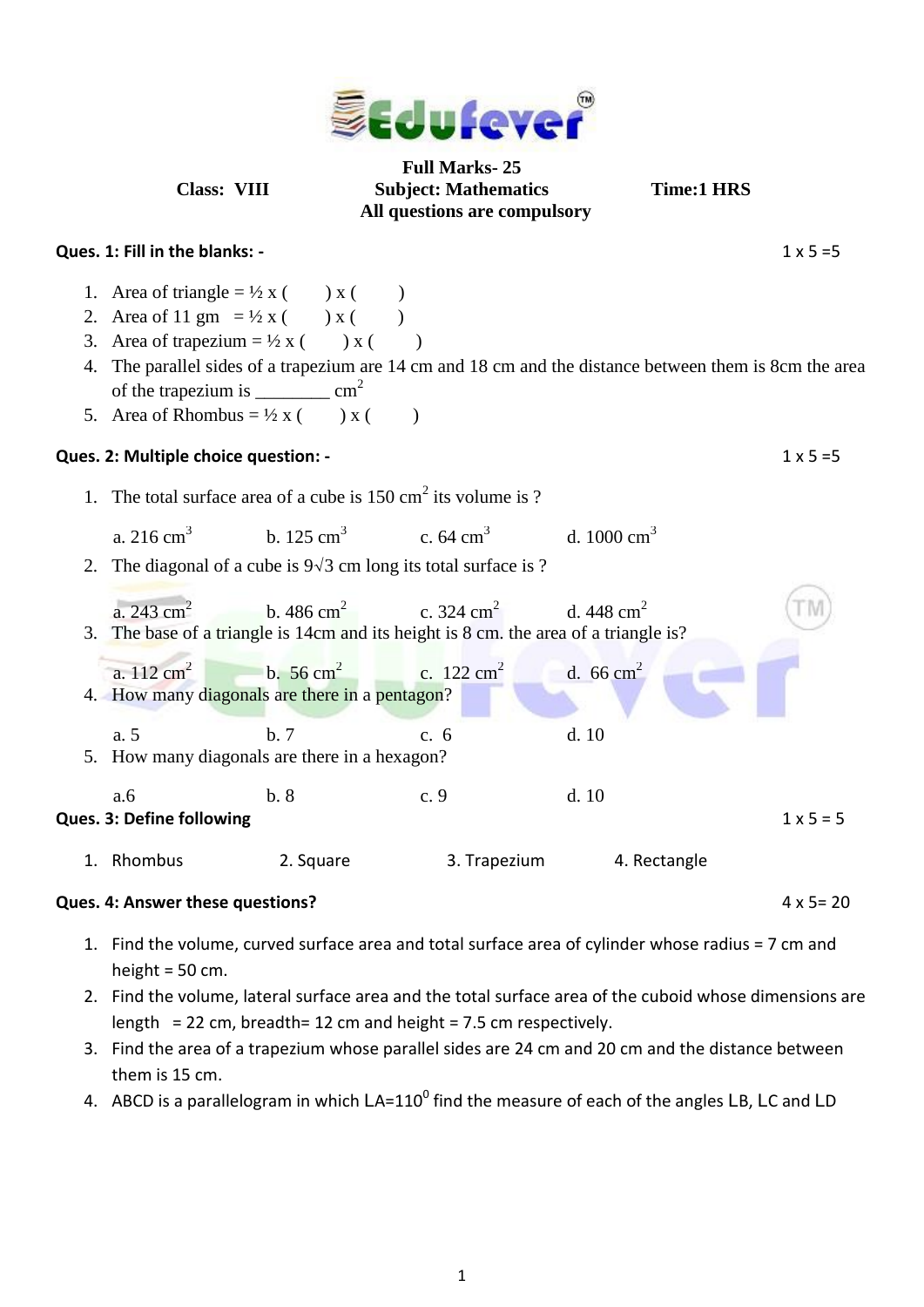**Edufever**

**Full Marks- 25**

**Class: VIII** **Subject: Mathematics** **Time:1 HRS**

**All questions are compulsory**

**Ques. 1: Fill in the blanks: -** 1 x 5 =5

1. Area of triangle = ½ x (      ) x (      )
2. Area of 11 gm = ½ x (      ) x (      )
3. Area of trapezium = ½ x (      ) x (      )
4. The parallel sides of a trapezium are 14 cm and 18 cm and the distance between them is 8cm the area of the trapezium is ________ $cm^2$
5. Area of Rhombus = ½ x (      ) x (      )

**Ques. 2: Multiple choice question: -** 1 x 5 =5

1. The total surface area of a cube is 150 $cm^2$ its volume is ?

   a. 216 $cm^3$   b. 125 $cm^3$   c. 64 $cm^3$   d. 1000 $cm^3$

2. The diagonal of a cube is $9\sqrt{3}$ cm long its total surface is ?

   a. 243 $cm^2$   b. 486 $cm^2$   c. 324 $cm^2$   d. 448 $cm^2$

3. The base of a triangle is 14cm and its height is 8 cm. the area of a triangle is?

   a. 112 $cm^2$   b. 56 $cm^2$   c. 122 $cm^2$   d. 66 $cm^2$

4. How many diagonals are there in a pentagon?

   a. 5   b. 7   c. 6   d. 10

5. How many diagonals are there in a hexagon?

   a.6   b. 8   c. 9   d. 10

**Ques. 3: Define following** 1 x 5 = 5

1. Rhombus   2. Square   3. Trapezium   4. Rectangle

**Ques. 4: Answer these questions?** 4 x 5= 20

1. Find the volume, curved surface area and total surface area of cylinder whose radius = 7 cm and height = 50 cm.
2. Find the volume, lateral surface area and the total surface area of the cuboid whose dimensions are length = 22 cm, breadth= 12 cm and height = 7.5 cm respectively.
3. Find the area of a trapezium whose parallel sides are 24 cm and 20 cm and the distance between them is 15 cm.
4. ABCD is a parallelogram in which LA=$110^0$ find the measure of each of the angles LB, LC and LD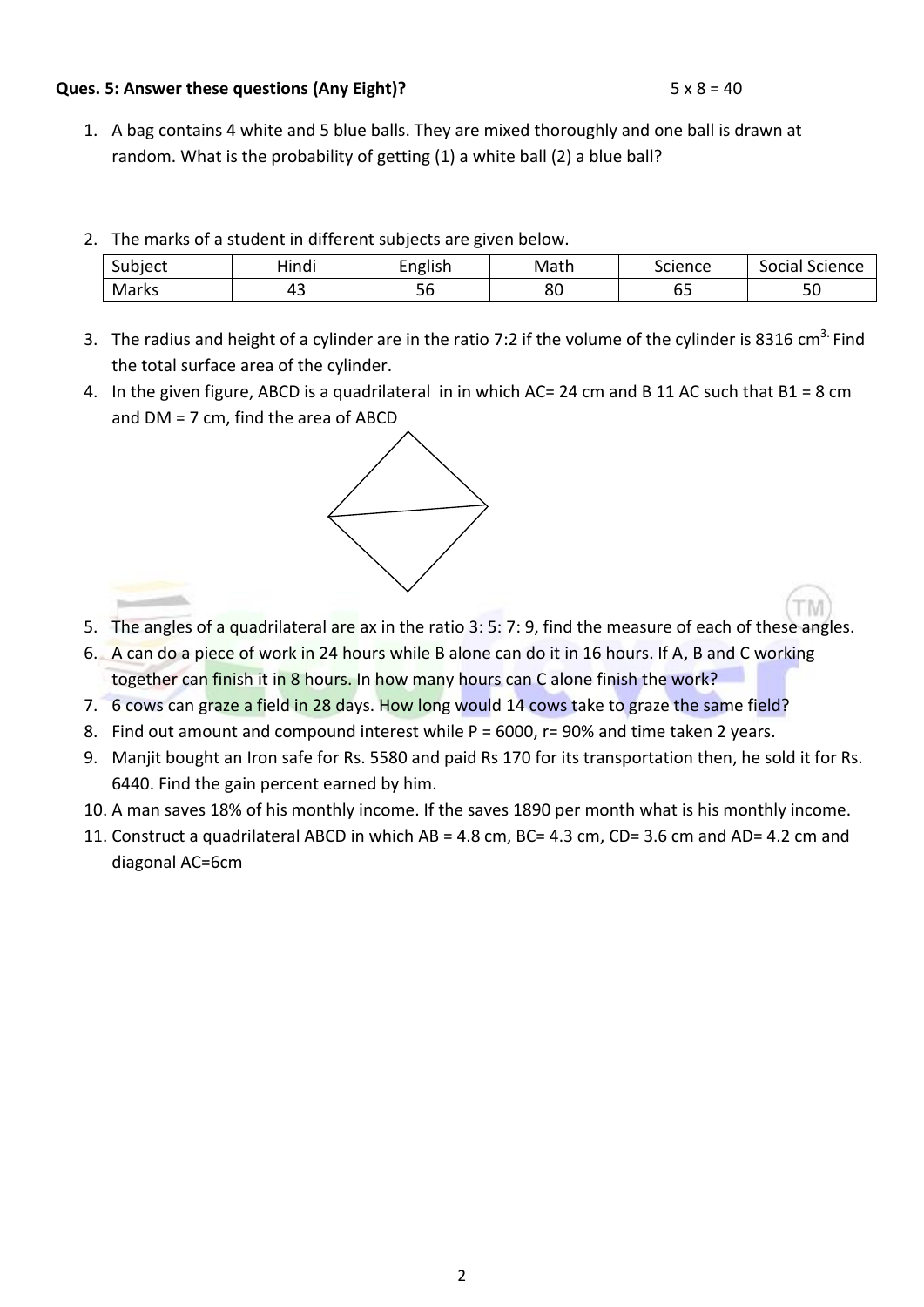**Ques. 5: Answer these questions (Any Eight)?** 5 x 8 = 40

1. A bag contains 4 white and 5 blue balls. They are mixed thoroughly and one ball is drawn at random. What is the probability of getting (1) a white ball (2) a blue ball?

2. The marks of a student in different subjects are given below.

| Subject | Hindi | English | Math | Science | Social Science |
|---|---|---|---|---|---|
| Marks | 43 | 56 | 80 | 65 | 50 |

3. The radius and height of a cylinder are in the ratio 7:2 if the volume of the cylinder is 8316 $cm^3$. Find the total surface area of the cylinder.
4. In the given figure, ABCD is a quadrilateral in in which AC= 24 cm and B 11 AC such that B1 = 8 cm and DM = 7 cm, find the area of ABCD
5. The angles of a quadrilateral are ax in the ratio 3: 5: 7: 9, find the measure of each of these angles.
6. A can do a piece of work in 24 hours while B alone can do it in 16 hours. If A, B and C working together can finish it in 8 hours. In how many hours can C alone finish the work?
7. 6 cows can graze a field in 28 days. How long would 14 cows take to graze the same field?
8. Find out amount and compound interest while P = 6000, r= 90% and time taken 2 years.
9. Manjit bought an Iron safe for Rs. 5580 and paid Rs 170 for its transportation then, he sold it for Rs. 6440. Find the gain percent earned by him.
10. A man saves 18% of his monthly income. If the saves 1890 per month what is his monthly income.
11. Construct a quadrilateral ABCD in which AB = 4.8 cm, BC= 4.3 cm, CD= 3.6 cm and AD= 4.2 cm and diagonal AC=6cm